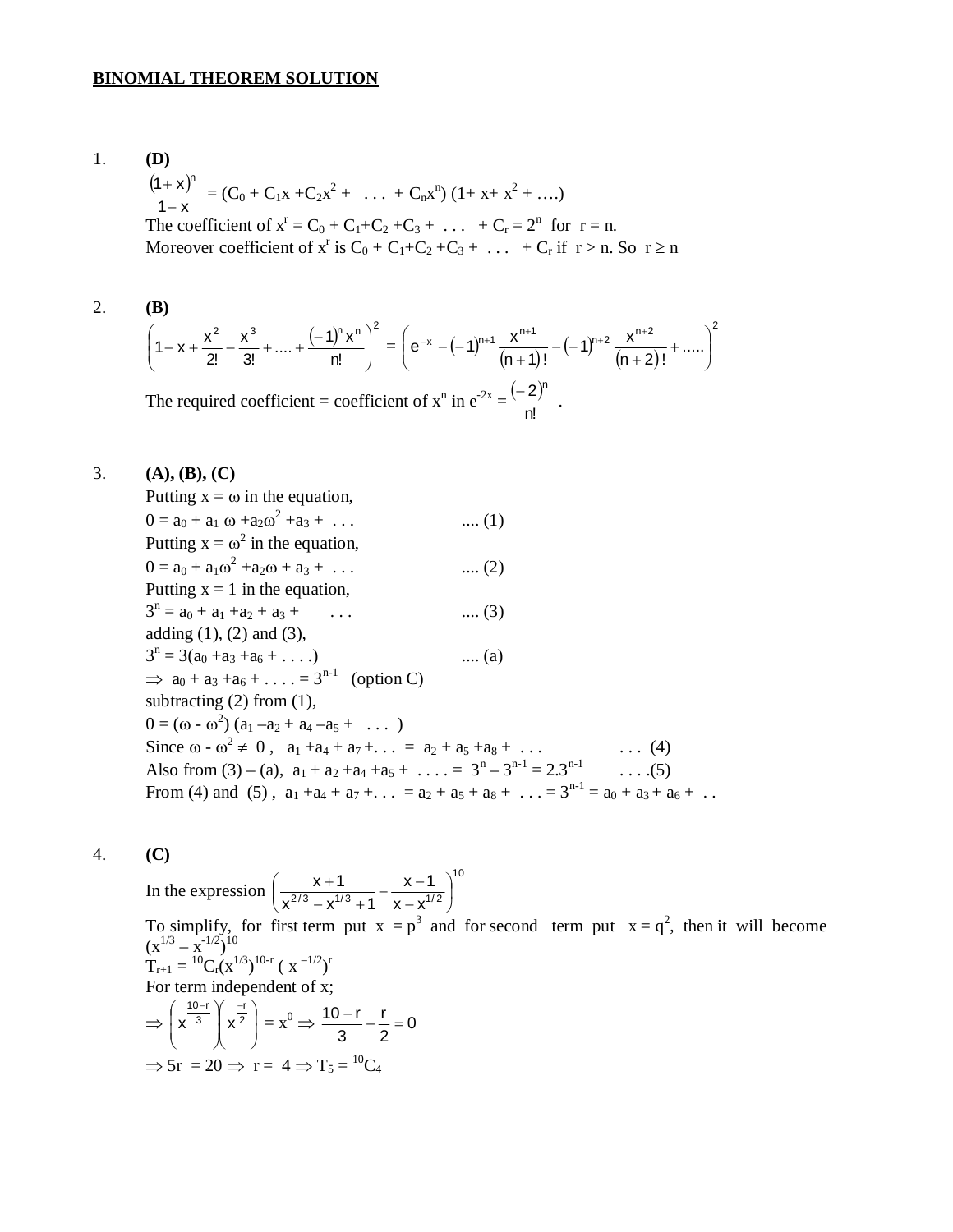**BINOMIAL THEOREM SOLUTION**

1. **(D)**

$\frac{(1+x)^n}{1-x} = (C_0 + C_1x + C_2x^2 + \ ... \ + C_nx^n)(1 + x + x^2 + ....)$

The coefficient of $x^r = C_0 + C_1 + C_2 + C_3 + \ ... \ + C_r = 2^n$ for $r = n$.

Moreover coefficient of $x^r$ is $C_0 + C_1 + C_2 + C_3 + \ ... \ + C_r$ if $r > n$. So $r \geq n$

2. **(B)**

$$\left(1 - x + \frac{x^2}{2!} - \frac{x^3}{3!} + .... + \frac{(-1)^n x^n}{n!}\right)^2 = \left(e^{-x} - (-1)^{n+1}\frac{x^{n+1}}{(n+1)!} - (-1)^{n+2}\frac{x^{n+2}}{(n+2)!} + .....\right)^2$$

The required coefficient = coefficient of $x^n$ in $e^{-2x} = \frac{(-2)^n}{n!}$ .

3. **(A), (B), (C)**

Putting $x = \omega$ in the equation,

$0 = a_0 + a_1\omega + a_2\omega^2 + a_3 + \ ...$ .... (1)

Putting $x = \omega^2$ in the equation,

$0 = a_0 + a_1\omega^2 + a_2\omega + a_3 + \ ...$ .... (2)

Putting $x = 1$ in the equation,

$3^n = a_0 + a_1 + a_2 + a_3 + \ ...$ .... (3)

adding (1), (2) and (3),

$3^n = 3(a_0 + a_3 + a_6 + ....)$ .... (a)

$\Rightarrow a_0 + a_3 + a_6 + .... = 3^{n-1}$ (option C)

subtracting (2) from (1),

$0 = (\omega - \omega^2)(a_1 - a_2 + a_4 - a_5 + \ ... \ )$

Since $\omega - \omega^2 \neq 0$, $a_1 + a_4 + a_7 + ... = a_2 + a_5 + a_8 + \ ...$ ... (4)

Also from (3) – (a), $a_1 + a_2 + a_4 + a_5 + \ .... = 3^n - 3^{n-1} = 2.3^{n-1}$ ....(5)

From (4) and (5), $a_1 + a_4 + a_7 + ... = a_2 + a_5 + a_8 + \ ... = 3^{n-1} = a_0 + a_3 + a_6 + \ ..$

4. **(C)**

In the expression $\left(\frac{x+1}{x^{2/3} - x^{1/3} + 1} - \frac{x-1}{x - x^{1/2}}\right)^{10}$

To simplify, for first term put $x = p^3$ and for second term put $x = q^2$, then it will become $(x^{1/3} - x^{-1/2})^{10}$

$T_{r+1} = {}^{10}C_r(x^{1/3})^{10-r}(x^{-1/2})^r$

For term independent of x;

$\Rightarrow \left(x^{\frac{10-r}{3}}\right)\left(x^{\frac{-r}{2}}\right) = x^0 \Rightarrow \frac{10-r}{3} - \frac{r}{2} = 0$

$\Rightarrow 5r = 20 \Rightarrow r = 4 \Rightarrow T_5 = {}^{10}C_4$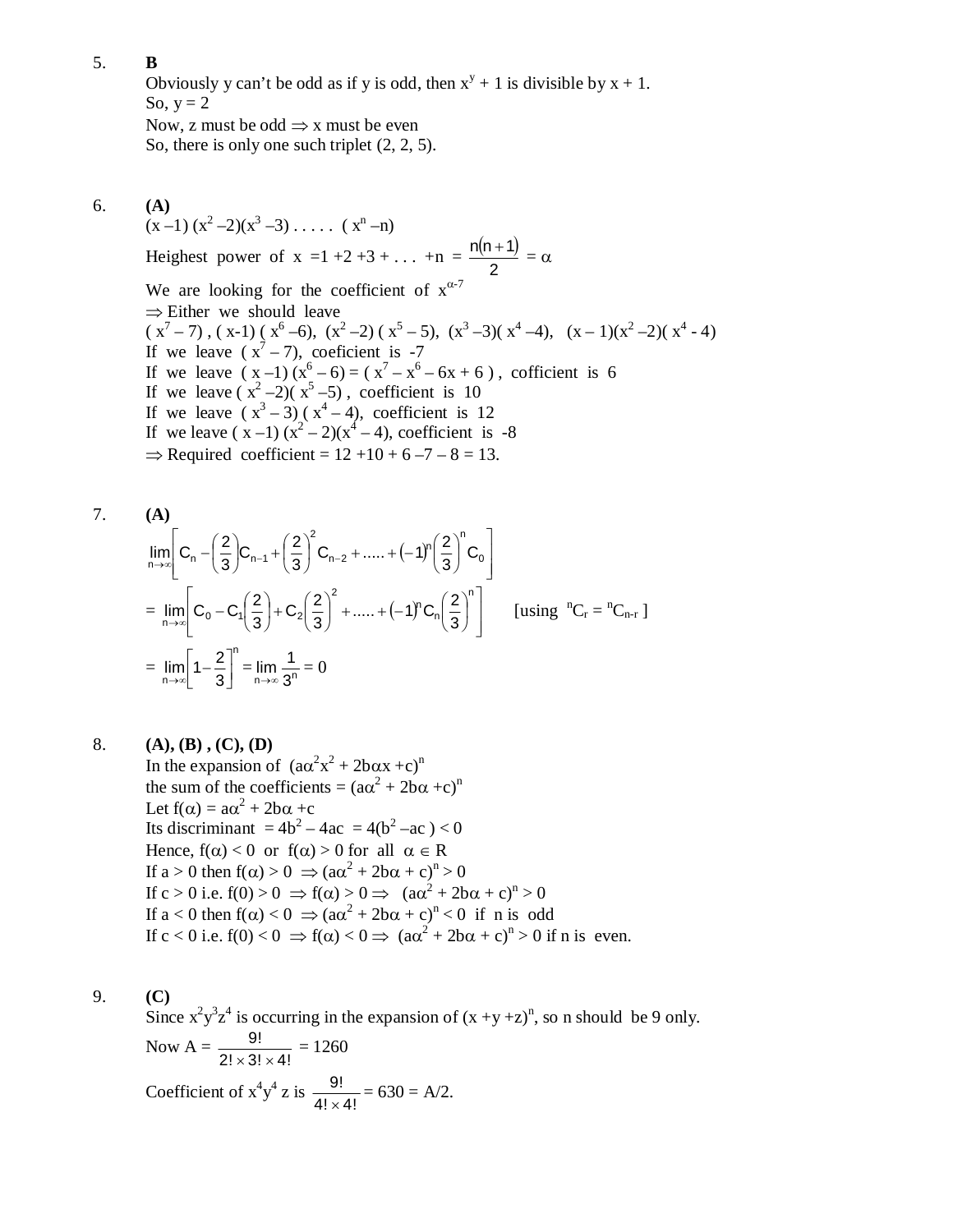5. **B**

Obviously y can't be odd as if y is odd, then $x^y + 1$ is divisible by x + 1.

So, y = 2

Now, z must be odd $\Rightarrow$ x must be even

So, there is only one such triplet (2, 2, 5).

6. **(A)**

$(x - 1)(x^2 - 2)(x^3 - 3) \ldots\ldots (x^n - n)$

Heighest power of x $= 1 + 2 + 3 + \ldots + n = \frac{n(n+1)}{2} = \alpha$

We are looking for the coefficient of $x^{\alpha - 7}$

$\Rightarrow$ Either we should leave

$(x^7 - 7)$, $(x - 1)(x^6 - 6)$, $(x^2 - 2)(x^5 - 5)$, $(x^3 - 3)(x^4 - 4)$, $(x - 1)(x^2 - 2)(x^4 - 4)$

If we leave $(x^7 - 7)$, coeficient is -7

If we leave $(x - 1)(x^6 - 6) = (x^7 - x^6 - 6x + 6)$, cofficient is 6

If we leave $(x^2 - 2)(x^5 - 5)$, coefficient is 10

If we leave $(x^3 - 3)(x^4 - 4)$, coefficient is 12

If we leave $(x - 1)(x^2 - 2)(x^4 - 4)$, coefficient is -8

$\Rightarrow$ Required coefficient = 12 + 10 + 6 – 7 – 8 = 13.

7. **(A)**

$$\lim_{n\to\infty}\left[C_n - \left(\frac{2}{3}\right)C_{n-1} + \left(\frac{2}{3}\right)^2 C_{n-2} + \ldots\ldots + (-1)^n\left(\frac{2}{3}\right)^n C_0\right]$$

$$= \lim_{n\to\infty}\left[C_0 - C_1\left(\frac{2}{3}\right) + C_2\left(\frac{2}{3}\right)^2 + \ldots\ldots + (-1)^n C_n\left(\frac{2}{3}\right)^n\right] \qquad [\text{using } {}^nC_r = {}^nC_{n-r}]$$

$$= \lim_{n\to\infty}\left[1 - \frac{2}{3}\right]^n = \lim_{n\to\infty}\frac{1}{3^n} = 0$$

8. **(A), (B) , (C), (D)**

In the expansion of $(a\alpha^2x^2 + 2b\alpha x + c)^n$

the sum of the coefficients $= (a\alpha^2 + 2b\alpha + c)^n$

Let $f(\alpha) = a\alpha^2 + 2b\alpha + c$

Its discriminant $= 4b^2 - 4ac = 4(b^2 - ac) < 0$

Hence, $f(\alpha) < 0$ or $f(\alpha) > 0$ for all $\alpha \in R$

If $a > 0$ then $f(\alpha) > 0 \Rightarrow (a\alpha^2 + 2b\alpha + c)^n > 0$

If $c > 0$ i.e. $f(0) > 0 \Rightarrow f(\alpha) > 0 \Rightarrow (a\alpha^2 + 2b\alpha + c)^n > 0$

If $a < 0$ then $f(\alpha) < 0 \Rightarrow (a\alpha^2 + 2b\alpha + c)^n < 0$ if n is odd

If $c < 0$ i.e. $f(0) < 0 \Rightarrow f(\alpha) < 0 \Rightarrow (a\alpha^2 + 2b\alpha + c)^n > 0$ if n is even.

9. **(C)**

Since $x^2y^3z^4$ is occurring in the expansion of $(x + y + z)^n$, so n should be 9 only.

Now $A = \frac{9!}{2! \times 3! \times 4!} = 1260$

Coefficient of $x^4y^4z$ is $\frac{9!}{4! \times 4!} = 630 = A/2$.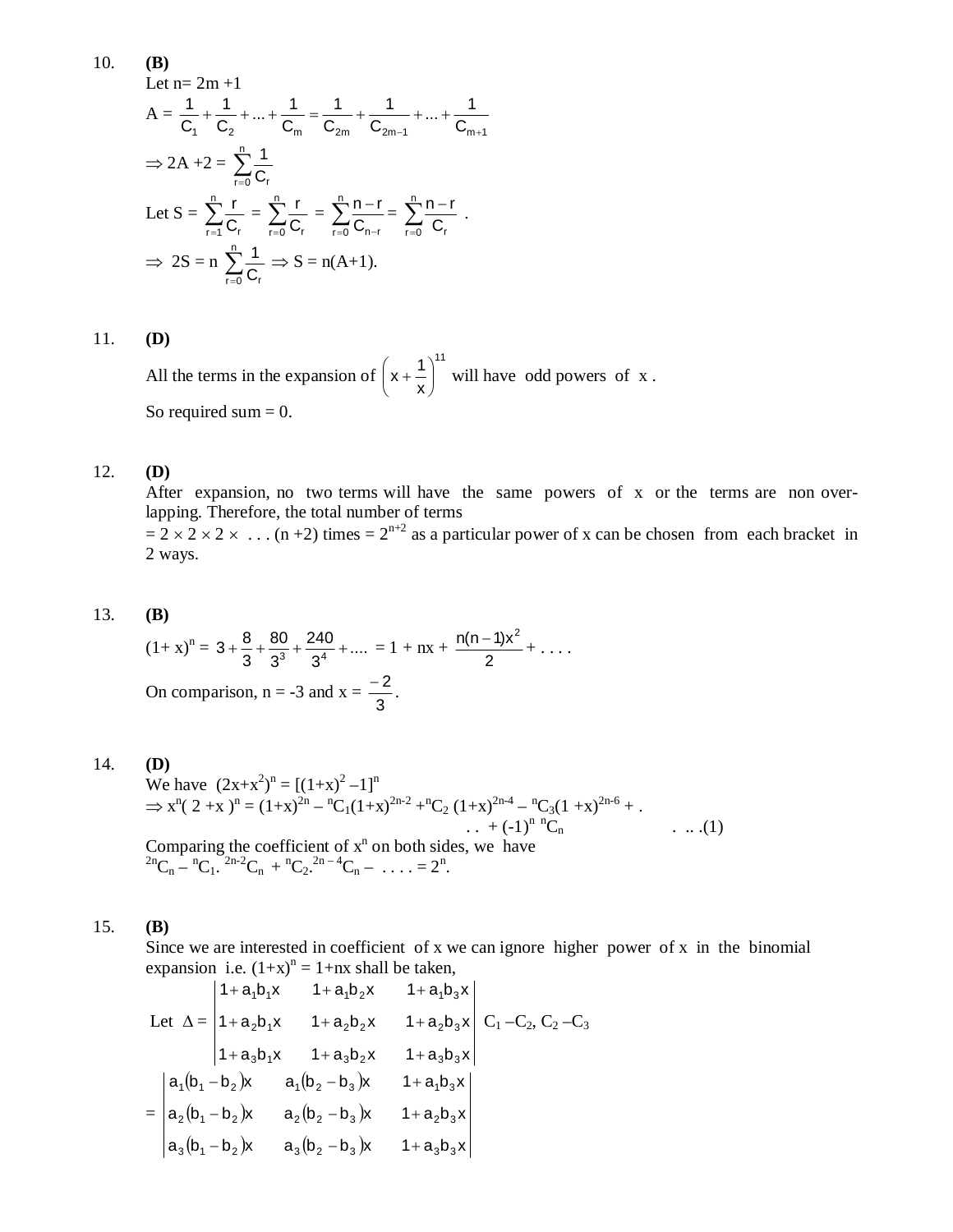10. **(B)**

Let n= 2m +1

$A = \frac{1}{C_1} + \frac{1}{C_2} + ... + \frac{1}{C_m} = \frac{1}{C_{2m}} + \frac{1}{C_{2m-1}} + ... + \frac{1}{C_{m+1}}$

$\Rightarrow 2A + 2 = \sum_{r=0}^{n} \frac{1}{C_r}$

Let $S = \sum_{r=1}^{n} \frac{r}{C_r} = \sum_{r=0}^{n} \frac{r}{C_r} = \sum_{r=0}^{n} \frac{n-r}{C_{n-r}} = \sum_{r=0}^{n} \frac{n-r}{C_r}$ .

$\Rightarrow$ $2S = n \sum_{r=0}^{n} \frac{1}{C_r}$ $\Rightarrow S = n(A+1)$.

11. **(D)**

All the terms in the expansion of $\left(x + \frac{1}{x}\right)^{11}$ will have odd powers of x .

So required sum = 0.

12. **(D)**

After expansion, no two terms will have the same powers of x or the terms are non over-lapping. Therefore, the total number of terms

$= 2 \times 2 \times 2 \times$ . . . (n +2) times = $2^{n+2}$ as a particular power of x can be chosen from each bracket in 2 ways.

13. **(B)**

$(1+x)^n = 3 + \frac{8}{3} + \frac{80}{3^3} + \frac{240}{3^4} + ....$ = 1 + nx + $\frac{n(n-1)x^2}{2}$ + . . . .

On comparison, n = -3 and x = $\frac{-2}{3}$.

14. **(D)**

We have $(2x+x^2)^n = [(1+x)^2 - 1]^n$

$\Rightarrow x^n(2+x)^n = (1+x)^{2n} - {}^nC_1(1+x)^{2n-2} + {}^nC_2(1+x)^{2n-4} - {}^nC_3(1+x)^{2n-6} + . . . + (-1)^n\, {}^nC_n$ . .. .(1)

Comparing the coefficient of $x^n$ on both sides, we have

${}^{2n}C_n - {}^nC_1 . {}^{2n-2}C_n + {}^nC_2 . {}^{2n-4}C_n - . . . . = 2^n$.

15. **(B)**

Since we are interested in coefficient of x we can ignore higher power of x in the binomial expansion i.e. $(1+x)^n = 1+nx$ shall be taken,

Let $\Delta = \begin{vmatrix} 1+a_1b_1x & 1+a_1b_2x & 1+a_1b_3x \\ 1+a_2b_1x & 1+a_2b_2x & 1+a_2b_3x \\ 1+a_3b_1x & 1+a_3b_2x & 1+a_3b_3x \end{vmatrix}$ $C_1 - C_2$, $C_2 - C_3$

$= \begin{vmatrix} a_1(b_1-b_2)x & a_1(b_2-b_3)x & 1+a_1b_3x \\ a_2(b_1-b_2)x & a_2(b_2-b_3)x & 1+a_2b_3x \\ a_3(b_1-b_2)x & a_3(b_2-b_3)x & 1+a_3b_3x \end{vmatrix}$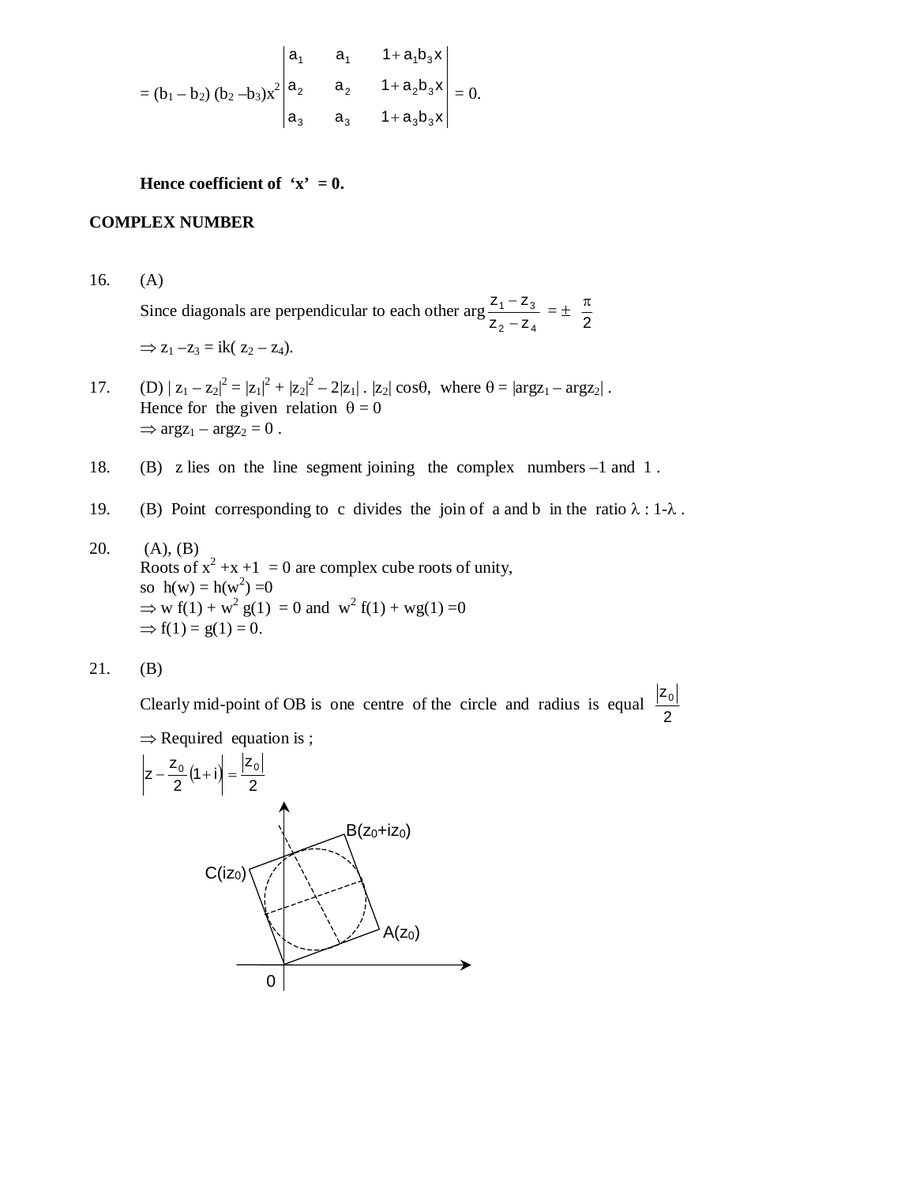$$= (b_1 - b_2)(b_2 - b_3)x^2 \begin{vmatrix} a_1 & a_1 & 1+a_1b_3x \\ a_2 & a_2 & 1+a_2b_3x \\ a_3 & a_3 & 1+a_3b_3x \end{vmatrix} = 0.$$

**Hence coefficient of 'x' = 0.**

## COMPLEX NUMBER

16. (A)

    Since diagonals are perpendicular to each other $\arg\frac{z_1 - z_3}{z_2 - z_4} = \pm\frac{\pi}{2}$

    $\Rightarrow z_1 - z_3 = ik(z_2 - z_4)$.

17. (D) $|z_1 - z_2|^2 = |z_1|^2 + |z_2|^2 - 2|z_1| \cdot |z_2| \cos\theta$, where $\theta = |\arg z_1 - \arg z_2|$.
    Hence for the given relation $\theta = 0$
    $\Rightarrow \arg z_1 - \arg z_2 = 0$.

18. (B) z lies on the line segment joining the complex numbers –1 and 1.

19. (B) Point corresponding to c divides the join of a and b in the ratio $\lambda : 1-\lambda$.

20. (A), (B)
    Roots of $x^2 + x + 1 = 0$ are complex cube roots of unity,
    so $h(w) = h(w^2) = 0$
    $\Rightarrow w f(1) + w^2 g(1) = 0$ and $w^2 f(1) + wg(1) = 0$
    $\Rightarrow f(1) = g(1) = 0$.

21. (B)

    Clearly mid-point of OB is one centre of the circle and radius is equal $\frac{|z_0|}{2}$

    $\Rightarrow$ Required equation is ;

    $$\left|z - \frac{z_0}{2}(1+i)\right| = \frac{|z_0|}{2}$$

    B($z_0 + iz_0$), C($iz_0$), A($z_0$), 0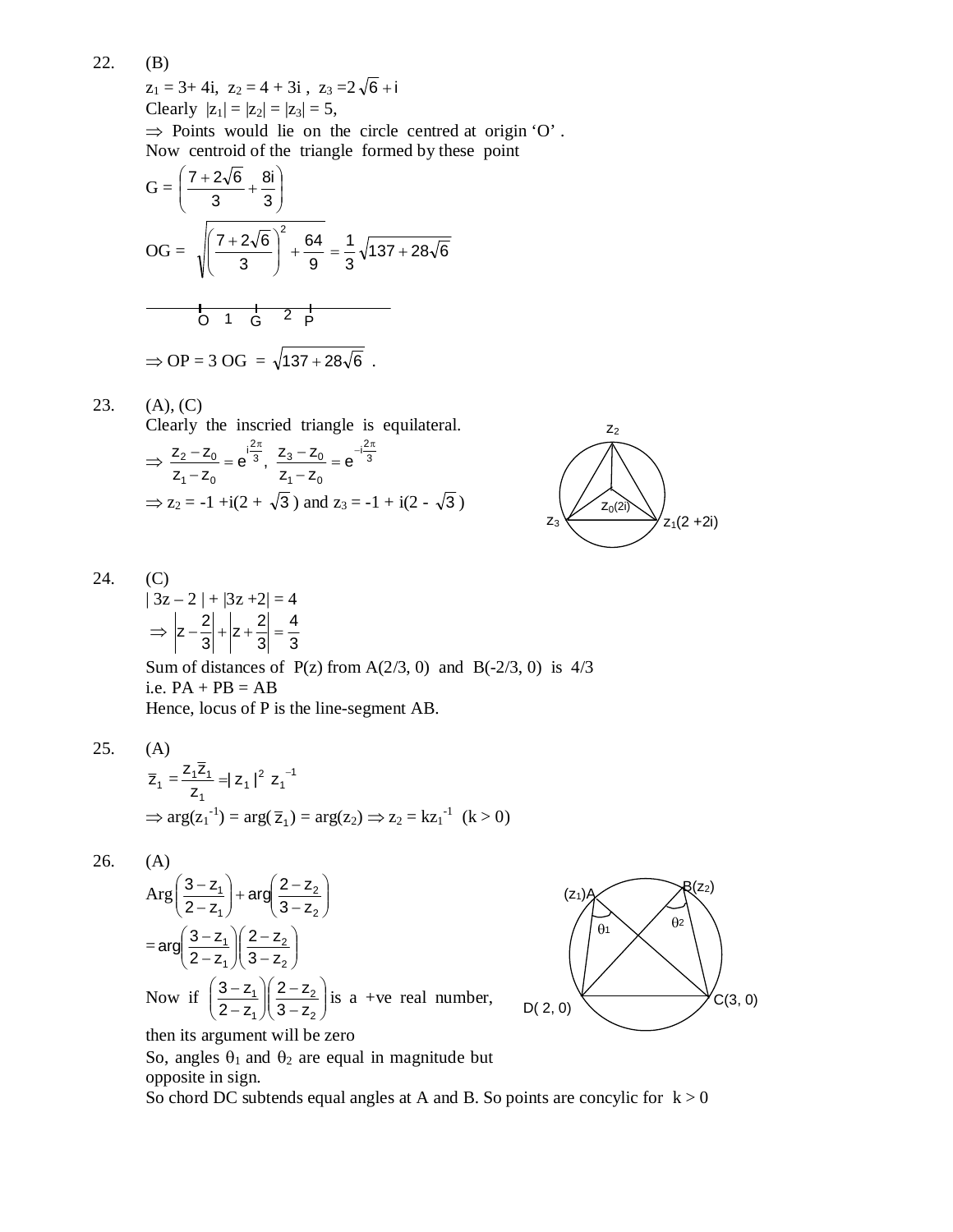22. (B)

$z_1 = 3 + 4i$, $z_2 = 4 + 3i$, $z_3 = 2\sqrt{6} + i$

Clearly $|z_1| = |z_2| = |z_3| = 5$,

$\Rightarrow$ Points would lie on the circle centred at origin 'O'.

Now centroid of the triangle formed by these point

$$G = \left(\frac{7 + 2\sqrt{6}}{3} + \frac{8i}{3}\right)$$

$$OG = \sqrt{\left(\frac{7 + 2\sqrt{6}}{3}\right)^2 + \frac{64}{9}} = \frac{1}{3}\sqrt{137 + 28\sqrt{6}}$$

O —1— G —2— P

$\Rightarrow OP = 3\ OG = \sqrt{137 + 28\sqrt{6}}$.

23. (A), (C)

Clearly the inscried triangle is equilateral.

$$\Rightarrow \frac{z_2 - z_0}{z_1 - z_0} = e^{i\frac{2\pi}{3}},\ \frac{z_3 - z_0}{z_1 - z_0} = e^{-i\frac{2\pi}{3}}$$

$\Rightarrow z_2 = -1 + i(2 + \sqrt{3})$ and $z_3 = -1 + i(2 - \sqrt{3})$

24. (C)

$|3z - 2| + |3z + 2| = 4$

$$\Rightarrow \left|z - \frac{2}{3}\right| + \left|z + \frac{2}{3}\right| = \frac{4}{3}$$

Sum of distances of $P(z)$ from $A(2/3, 0)$ and $B(-2/3, 0)$ is $4/3$

i.e. $PA + PB = AB$

Hence, locus of P is the line-segment AB.

25. (A)

$$\bar{z}_1 = \frac{z_1\bar{z}_1}{z_1} = |z_1|^2\ z_1^{-1}$$

$\Rightarrow \arg(z_1^{-1}) = \arg(\bar{z}_1) = \arg(z_2) \Rightarrow z_2 = kz_1^{-1}$ $(k > 0)$

26. (A)

$$\text{Arg}\left(\frac{3 - z_1}{2 - z_1}\right) + \arg\left(\frac{2 - z_2}{3 - z_2}\right)$$

$$= \arg\left(\frac{3 - z_1}{2 - z_1}\right)\left(\frac{2 - z_2}{3 - z_2}\right)$$

Now if $\left(\frac{3 - z_1}{2 - z_1}\right)\left(\frac{2 - z_2}{3 - z_2}\right)$ is a +ve real number, then its argument will be zero

So, angles $\theta_1$ and $\theta_2$ are equal in magnitude but opposite in sign.

So chord DC subtends equal angles at A and B. So points are concylic for $k > 0$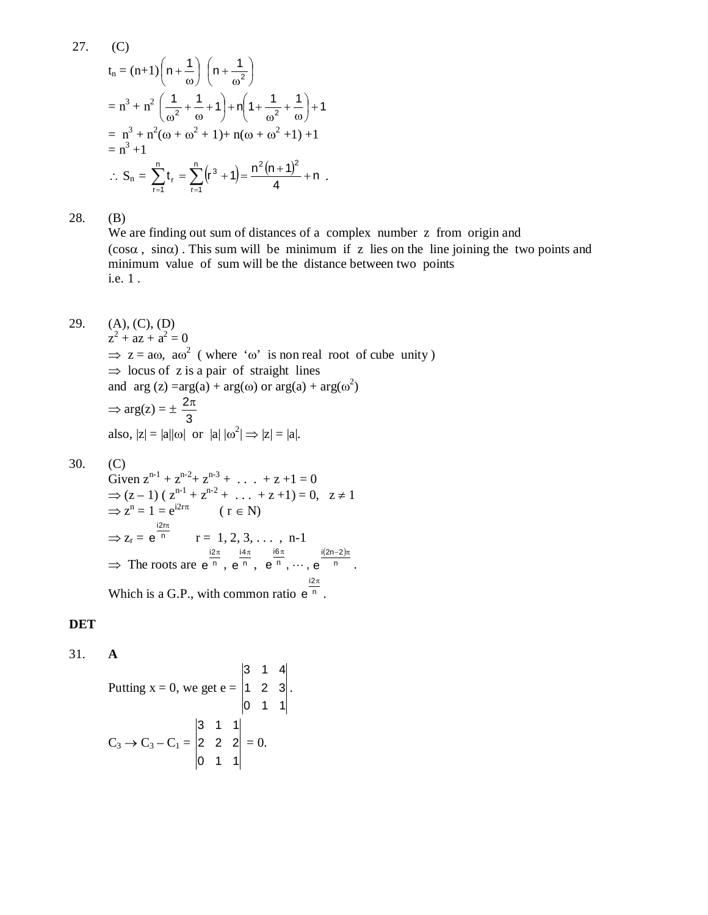27. (C)

$t_n = (n+1)\left(n+\frac{1}{\omega}\right)\left(n+\frac{1}{\omega^2}\right)$

$= n^3 + n^2\left(\frac{1}{\omega^2}+\frac{1}{\omega}+1\right)+n\left(1+\frac{1}{\omega^2}+\frac{1}{\omega}\right)+1$

$= n^3 + n^2(\omega + \omega^2 + 1) + n(\omega + \omega^2 + 1) + 1$

$= n^3 + 1$

$\therefore S_n = \sum_{r=1}^{n} t_r = \sum_{r=1}^{n}(r^3+1) = \frac{n^2(n+1)^2}{4} + n$ .

28. (B)

We are finding out sum of distances of a complex number z from origin and $(\cos\alpha, \sin\alpha)$ . This sum will be minimum if z lies on the line joining the two points and minimum value of sum will be the distance between two points i.e. 1 .

29. (A), (C), (D)

$z^2 + az + a^2 = 0$

$\Rightarrow z = a\omega,\ a\omega^2$ ( where '$\omega$' is non real root of cube unity )

$\Rightarrow$ locus of z is a pair of straight lines

and $\arg(z) = \arg(a) + \arg(\omega)$ or $\arg(a) + \arg(\omega^2)$

$\Rightarrow \arg(z) = \pm\frac{2\pi}{3}$

also, $|z| = |a||\omega|$ or $|a|\,|\omega^2| \Rightarrow |z| = |a|$.

30. (C)

Given $z^{n-1} + z^{n-2} + z^{n-3} + \ldots + z + 1 = 0$

$\Rightarrow (z-1)(z^{n-1} + z^{n-2} + \ldots + z + 1) = 0, \quad z \neq 1$

$\Rightarrow z^n = 1 = e^{i2r\pi} \qquad (r \in N)$

$\Rightarrow z_r = e^{\frac{i2r\pi}{n}} \qquad r = 1, 2, 3, \ldots, n-1$

$\Rightarrow$ The roots are $e^{\frac{i2\pi}{n}}, e^{\frac{i4\pi}{n}}, e^{\frac{i6\pi}{n}}, \cdots, e^{\frac{i(2n-2)\pi}{n}}$ .

Which is a G.P., with common ratio $e^{\frac{i2\pi}{n}}$ .

**DET**

31. **A**

Putting x = 0, we get $e = \begin{vmatrix} 3 & 1 & 4 \\ 1 & 2 & 3 \\ 0 & 1 & 1 \end{vmatrix}$.

$C_3 \to C_3 - C_1 = \begin{vmatrix} 3 & 1 & 1 \\ 2 & 2 & 2 \\ 0 & 1 & 1 \end{vmatrix} = 0.$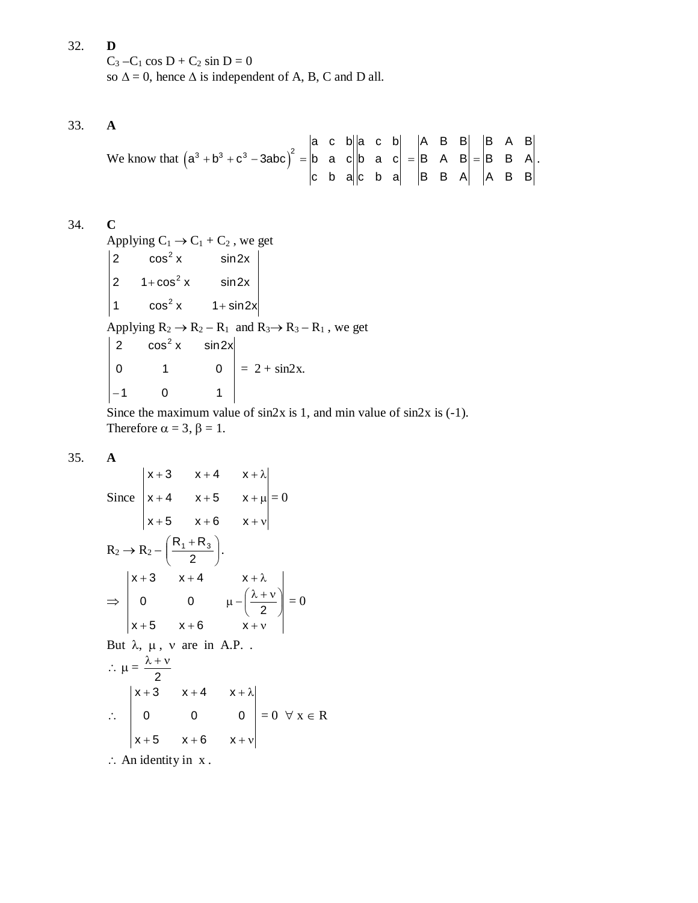32. **D**

$C_3 - C_1 \cos D + C_2 \sin D = 0$

so $\Delta = 0$, hence $\Delta$ is independent of A, B, C and D all.

33. **A**

We know that $\left(a^3 + b^3 + c^3 - 3abc\right)^2 = \begin{vmatrix} a & c & b \\ b & a & c \\ c & b & a \end{vmatrix}\begin{vmatrix} a & c & b \\ b & a & c \\ c & b & a \end{vmatrix} = \begin{vmatrix} A & B & B \\ B & A & B \\ B & B & A \end{vmatrix} = \begin{vmatrix} B & A & B \\ B & B & A \\ A & B & B \end{vmatrix}$.

34. **C**

Applying $C_1 \to C_1 + C_2$, we get

$$\begin{vmatrix} 2 & \cos^2 x & \sin 2x \\ 2 & 1+\cos^2 x & \sin 2x \\ 1 & \cos^2 x & 1+\sin 2x \end{vmatrix}$$

Applying $R_2 \to R_2 - R_1$ and $R_3 \to R_3 - R_1$, we get

$$\begin{vmatrix} 2 & \cos^2 x & \sin 2x \\ 0 & 1 & 0 \\ -1 & 0 & 1 \end{vmatrix} = 2 + \sin 2x.$$

Since the maximum value of sin2x is 1, and min value of sin2x is (-1).

Therefore $\alpha = 3$, $\beta = 1$.

35. **A**

Since $\begin{vmatrix} x+3 & x+4 & x+\lambda \\ x+4 & x+5 & x+\mu \\ x+5 & x+6 & x+\nu \end{vmatrix} = 0$

$R_2 \to R_2 - \left(\dfrac{R_1 + R_3}{2}\right)$.

$$\Rightarrow \begin{vmatrix} x+3 & x+4 & x+\lambda \\ 0 & 0 & \mu - \left(\dfrac{\lambda+\nu}{2}\right) \\ x+5 & x+6 & x+\nu \end{vmatrix} = 0$$

But $\lambda, \mu, \nu$ are in A.P. .

$\therefore \mu = \dfrac{\lambda + \nu}{2}$

$$\therefore \begin{vmatrix} x+3 & x+4 & x+\lambda \\ 0 & 0 & 0 \\ x+5 & x+6 & x+\nu \end{vmatrix} = 0 \ \forall x \in R$$

$\therefore$ An identity in $x$.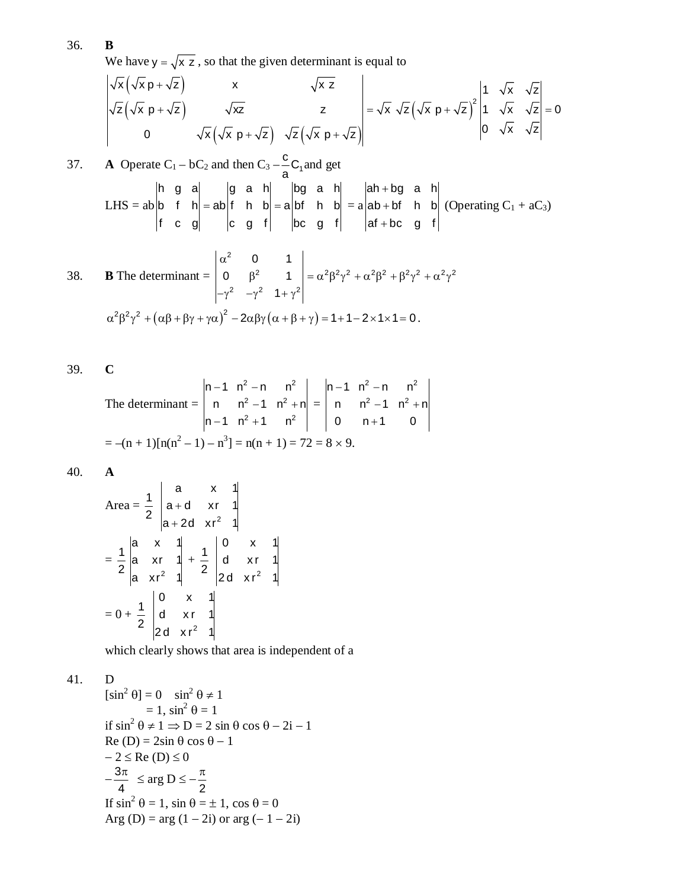36. **B**

We have $y = \sqrt{x\,z}$, so that the given determinant is equal to

$$\begin{vmatrix} \sqrt{x}\left(\sqrt{x}\,p+\sqrt{z}\right) & x & \sqrt{x\,z} \\ \sqrt{z}\left(\sqrt{x}\,p+\sqrt{z}\right) & \sqrt{xz} & z \\ 0 & \sqrt{x}\left(\sqrt{x}\,p+\sqrt{z}\right) & \sqrt{z}\left(\sqrt{x}\,p+\sqrt{z}\right) \end{vmatrix} = \sqrt{x}\,\sqrt{z}\left(\sqrt{x}\,p+\sqrt{z}\right)^2 \begin{vmatrix} 1 & \sqrt{x} & \sqrt{z} \\ 1 & \sqrt{x} & \sqrt{z} \\ 0 & \sqrt{x} & \sqrt{z} \end{vmatrix} = 0$$

37. **A** Operate $C_1 - bC_2$ and then $C_3 - \frac{c}{a}C_1$ and get

LHS = $ab\begin{vmatrix} h & g & a \\ b & f & h \\ f & c & g \end{vmatrix} = ab\begin{vmatrix} g & a & h \\ f & h & b \\ c & g & f \end{vmatrix} = a\begin{vmatrix} bg & a & h \\ bf & h & b \\ bc & g & f \end{vmatrix} = a\begin{vmatrix} ah+bg & a & h \\ ab+bf & h & b \\ af+bc & g & f \end{vmatrix}$ (Operating $C_1 + aC_3$)

38. **B** The determinant = $\begin{vmatrix} \alpha^2 & 0 & 1 \\ 0 & \beta^2 & 1 \\ -\gamma^2 & -\gamma^2 & 1+\gamma^2 \end{vmatrix} = \alpha^2\beta^2\gamma^2 + \alpha^2\beta^2 + \beta^2\gamma^2 + \alpha^2\gamma^2$

$\alpha^2\beta^2\gamma^2 + \left(\alpha\beta+\beta\gamma+\gamma\alpha\right)^2 - 2\alpha\beta\gamma\left(\alpha+\beta+\gamma\right) = 1+1-2\times1\times1 = 0$.

39. **C**

The determinant = $\begin{vmatrix} n-1 & n^2-n & n^2 \\ n & n^2-1 & n^2+n \\ n-1 & n^2+1 & n^2 \end{vmatrix} = \begin{vmatrix} n-1 & n^2-n & n^2 \\ n & n^2-1 & n^2+n \\ 0 & n+1 & 0 \end{vmatrix}$

$= -(n+1)[n(n^2-1) - n^3] = n(n+1) = 72 = 8 \times 9$.

40. **A**

Area = $\frac{1}{2}\begin{vmatrix} a & x & 1 \\ a+d & xr & 1 \\ a+2d & xr^2 & 1 \end{vmatrix}$

$= \frac{1}{2}\begin{vmatrix} a & x & 1 \\ a & xr & 1 \\ a & xr^2 & 1 \end{vmatrix} + \frac{1}{2}\begin{vmatrix} 0 & x & 1 \\ d & xr & 1 \\ 2d & xr^2 & 1 \end{vmatrix}$

$= 0 + \frac{1}{2}\begin{vmatrix} 0 & x & 1 \\ d & xr & 1 \\ 2d & xr^2 & 1 \end{vmatrix}$

which clearly shows that area is independent of a

41. D

$[\sin^2\theta] = 0 \quad \sin^2\theta \neq 1$

$\quad\quad\quad = 1, \sin^2\theta = 1$

if $\sin^2\theta \neq 1 \Rightarrow D = 2\sin\theta\cos\theta - 2i - 1$

$\text{Re}(D) = 2\sin\theta\cos\theta - 1$

$-2 \leq \text{Re}(D) \leq 0$

$-\frac{3\pi}{4} \leq \arg D \leq -\frac{\pi}{2}$

If $\sin^2\theta = 1$, $\sin\theta = \pm 1$, $\cos\theta = 0$

$\text{Arg}(D) = \arg(1 - 2i)$ or $\arg(-1 - 2i)$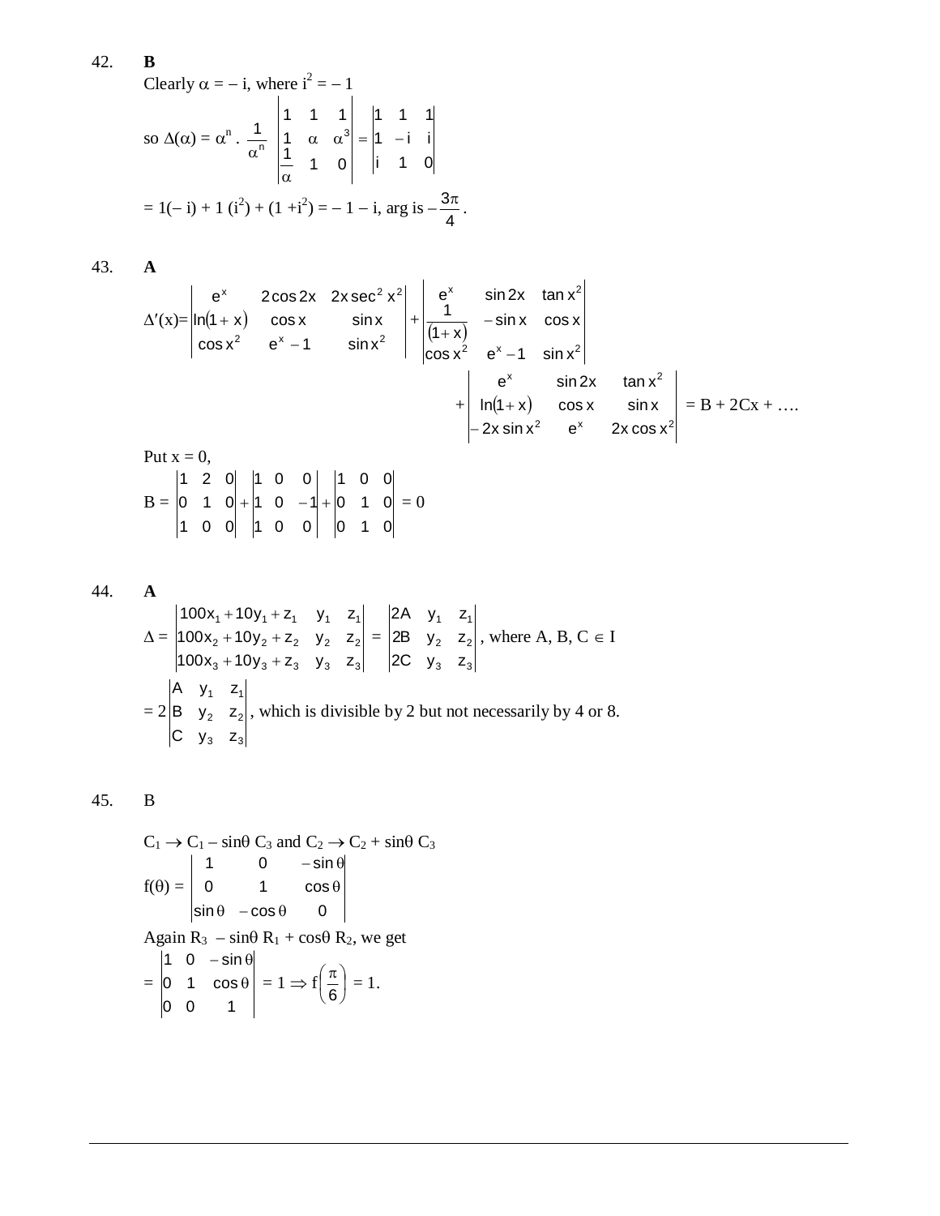42. **B**

Clearly $\alpha = -i$, where $i^2 = -1$

so $\Delta(\alpha) = \alpha^n \cdot \dfrac{1}{\alpha^n} \begin{vmatrix} 1 & 1 & 1 \\ 1 & \alpha & \alpha^3 \\ \dfrac{1}{\alpha} & 1 & 0 \end{vmatrix} = \begin{vmatrix} 1 & 1 & 1 \\ 1 & -i & i \\ i & 1 & 0 \end{vmatrix}$

$= 1(-i) + 1(i^2) + (1 + i^2) = -1 - i$, arg is $-\dfrac{3\pi}{4}$.

43. **A**

$$\Delta'(x) = \begin{vmatrix} e^x & 2\cos 2x & 2x\sec^2 x^2 \\ \ln(1+x) & \cos x & \sin x \\ \cos x^2 & e^x - 1 & \sin x^2 \end{vmatrix} + \begin{vmatrix} e^x & \sin 2x & \tan x^2 \\ \dfrac{1}{(1+x)} & -\sin x & \cos x \\ \cos x^2 & e^x - 1 & \sin x^2 \end{vmatrix}$$

$$+ \begin{vmatrix} e^x & \sin 2x & \tan x^2 \\ \ln(1+x) & \cos x & \sin x \\ -2x\sin x^2 & e^x & 2x\cos x^2 \end{vmatrix} = B + 2Cx + \ldots.$$

Put $x = 0$,

$$B = \begin{vmatrix} 1 & 2 & 0 \\ 0 & 1 & 0 \\ 1 & 0 & 0 \end{vmatrix} + \begin{vmatrix} 1 & 0 & 0 \\ 1 & 0 & -1 \\ 1 & 0 & 0 \end{vmatrix} + \begin{vmatrix} 1 & 0 & 0 \\ 0 & 1 & 0 \\ 0 & 1 & 0 \end{vmatrix} = 0$$

44. **A**

$$\Delta = \begin{vmatrix} 100x_1 + 10y_1 + z_1 & y_1 & z_1 \\ 100x_2 + 10y_2 + z_2 & y_2 & z_2 \\ 100x_3 + 10y_3 + z_3 & y_3 & z_3 \end{vmatrix} = \begin{vmatrix} 2A & y_1 & z_1 \\ 2B & y_2 & z_2 \\ 2C & y_3 & z_3 \end{vmatrix}, \text{ where } A, B, C \in I$$

$= 2\begin{vmatrix} A & y_1 & z_1 \\ B & y_2 & z_2 \\ C & y_3 & z_3 \end{vmatrix}$, which is divisible by 2 but not necessarily by 4 or 8.

45. B

$C_1 \to C_1 - \sin\theta\, C_3$ and $C_2 \to C_2 + \sin\theta\, C_3$

$$f(\theta) = \begin{vmatrix} 1 & 0 & -\sin\theta \\ 0 & 1 & \cos\theta \\ \sin\theta & -\cos\theta & 0 \end{vmatrix}$$

Again $R_3 - \sin\theta\, R_1 + \cos\theta\, R_2$, we get

$$= \begin{vmatrix} 1 & 0 & -\sin\theta \\ 0 & 1 & \cos\theta \\ 0 & 0 & 1 \end{vmatrix} = 1 \Rightarrow f\left(\frac{\pi}{6}\right) = 1.$$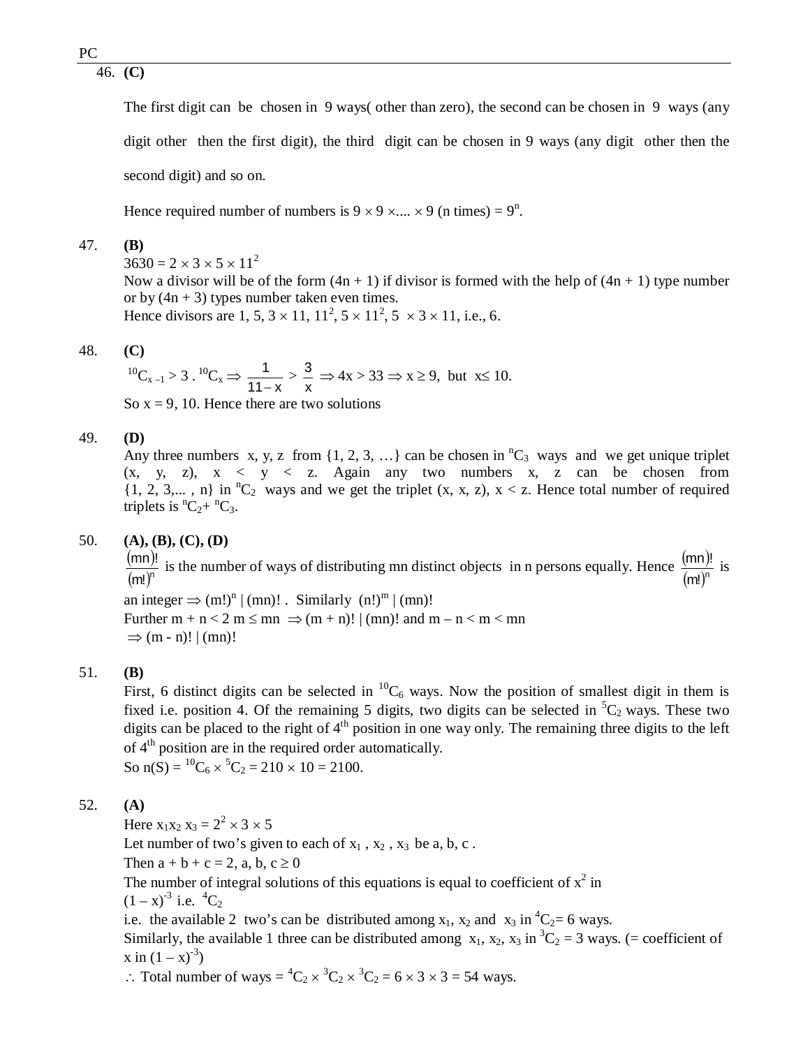46. **(C)**

The first digit can be chosen in 9 ways( other than zero), the second can be chosen in 9 ways (any digit other then the first digit), the third digit can be chosen in 9 ways (any digit other then the second digit) and so on.

Hence required number of numbers is $9 \times 9 \times .... \times 9$ (n times) $= 9^n$.

47. **(B)**

$3630 = 2 \times 3 \times 5 \times 11^2$

Now a divisor will be of the form $(4n + 1)$ if divisor is formed with the help of $(4n + 1)$ type number or by $(4n + 3)$ types number taken even times.

Hence divisors are $1, 5, 3 \times 11, 11^2, 5 \times 11^2, 5 \times 3 \times 11$, i.e., 6.

48. **(C)**

${}^{10}C_{x-1} > 3 \,.\, {}^{10}C_x \Rightarrow \dfrac{1}{11 - x} > \dfrac{3}{x} \Rightarrow 4x > 33 \Rightarrow x \geq 9$, but $x \leq 10$.

So $x = 9, 10$. Hence there are two solutions

49. **(D)**

Any three numbers x, y, z from {1, 2, 3, …} can be chosen in ${}^nC_3$ ways and we get unique triplet $(x, y, z)$, $x < y < z$. Again any two numbers x, z can be chosen from {1, 2, 3,... , n} in ${}^nC_2$ ways and we get the triplet $(x, x, z)$, $x < z$. Hence total number of required triplets is ${}^nC_2 + {}^nC_3$.

50. **(A), (B), (C), (D)**

$\dfrac{(mn)!}{(m!)^n}$ is the number of ways of distributing mn distinct objects in n persons equally. Hence $\dfrac{(mn)!}{(m!)^n}$ is an integer $\Rightarrow (m!)^n \mid (mn)!$ . Similarly $(n!)^m \mid (mn)!$

Further $m + n < 2m \leq mn \Rightarrow (m + n)! \mid (mn)!$ and $m - n < m < mn$

$\Rightarrow (m - n)! \mid (mn)!$

51. **(B)**

First, 6 distinct digits can be selected in ${}^{10}C_6$ ways. Now the position of smallest digit in them is fixed i.e. position 4. Of the remaining 5 digits, two digits can be selected in ${}^5C_2$ ways. These two digits can be placed to the right of 4th position in one way only. The remaining three digits to the left of 4th position are in the required order automatically.

So $n(S) = {}^{10}C_6 \times {}^5C_2 = 210 \times 10 = 2100$.

52. **(A)**

Here $x_1 x_2 x_3 = 2^2 \times 3 \times 5$

Let number of two's given to each of $x_1, x_2, x_3$ be a, b, c .

Then $a + b + c = 2$, $a, b, c \geq 0$

The number of integral solutions of this equations is equal to coefficient of $x^2$ in $(1 - x)^{-3}$ i.e. ${}^4C_2$

i.e. the available 2 two's can be distributed among $x_1$, $x_2$ and $x_3$ in ${}^4C_2 = 6$ ways.

Similarly, the available 1 three can be distributed among $x_1, x_2, x_3$ in ${}^3C_2 = 3$ ways. (= coefficient of x in $(1 - x)^{-3}$)

$\therefore$ Total number of ways $= {}^4C_2 \times {}^3C_2 \times {}^3C_2 = 6 \times 3 \times 3 = 54$ ways.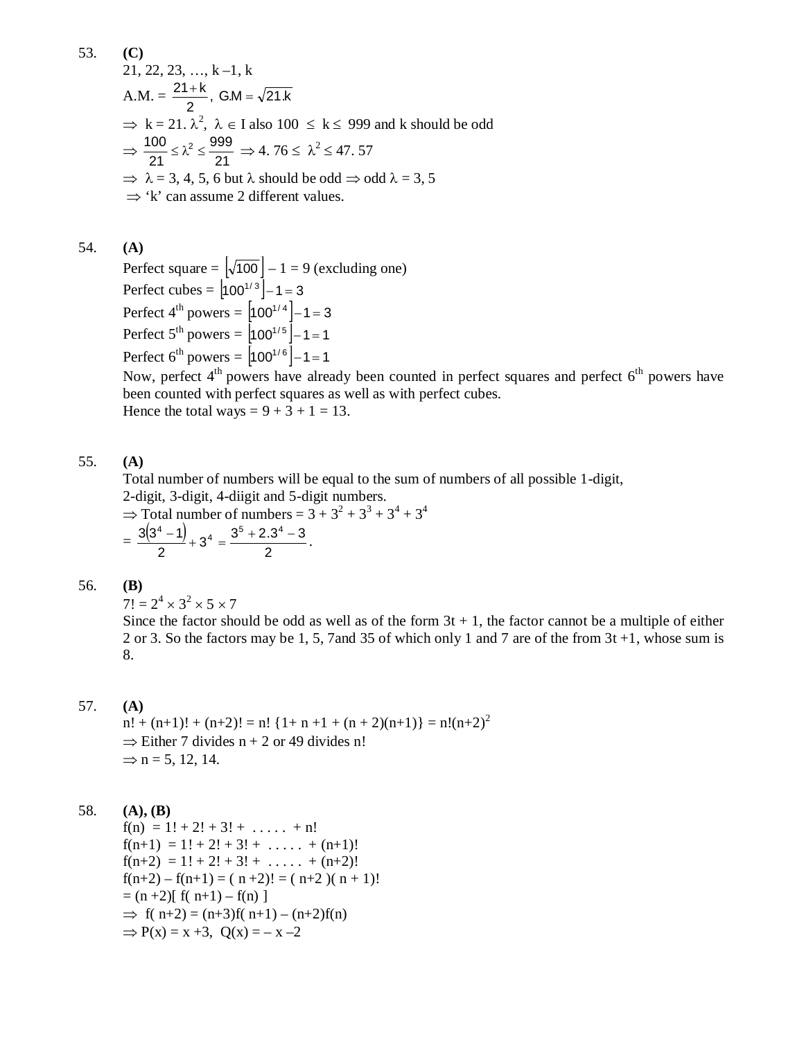53. **(C)**

21, 22, 23, …, k –1, k

A.M. = $\frac{21+k}{2}$, $G.M = \sqrt{21.k}$

$\Rightarrow$ k = 21. $\lambda^2$, $\lambda \in$ I also 100 $\le$ k $\le$ 999 and k should be odd

$\Rightarrow \frac{100}{21} \le \lambda^2 \le \frac{999}{21} \Rightarrow 4.76 \le \lambda^2 \le 47.57$

$\Rightarrow$ $\lambda$ = 3, 4, 5, 6 but $\lambda$ should be odd $\Rightarrow$ odd $\lambda$ = 3, 5

$\Rightarrow$ 'k' can assume 2 different values.

54. **(A)**

Perfect square = $\left[\sqrt{100}\right] - 1 = 9$ (excluding one)

Perfect cubes = $\left[100^{1/3}\right] - 1 = 3$

Perfect $4^{th}$ powers = $\left[100^{1/4}\right] - 1 = 3$

Perfect $5^{th}$ powers = $\left[100^{1/5}\right] - 1 = 1$

Perfect $6^{th}$ powers = $\left[100^{1/6}\right] - 1 = 1$

Now, perfect $4^{th}$ powers have already been counted in perfect squares and perfect $6^{th}$ powers have been counted with perfect squares as well as with perfect cubes.

Hence the total ways = 9 + 3 + 1 = 13.

55. **(A)**

Total number of numbers will be equal to the sum of numbers of all possible 1-digit, 2-digit, 3-digit, 4-diigit and 5-digit numbers.

$\Rightarrow$ Total number of numbers = $3 + 3^2 + 3^3 + 3^4 + 3^4$

$= \frac{3(3^4 - 1)}{2} + 3^4 = \frac{3^5 + 2.3^4 - 3}{2}$.

56. **(B)**

$7! = 2^4 \times 3^2 \times 5 \times 7$

Since the factor should be odd as well as of the form 3t + 1, the factor cannot be a multiple of either 2 or 3. So the factors may be 1, 5, 7and 35 of which only 1 and 7 are of the from 3t +1, whose sum is 8.

57. **(A)**

$n! + (n+1)! + (n+2)! = n! \{1 + n + 1 + (n+2)(n+1)\} = n!(n+2)^2$

$\Rightarrow$ Either 7 divides n + 2 or 49 divides n!

$\Rightarrow$ n = 5, 12, 14.

58. **(A), (B)**

f(n) = 1! + 2! + 3! + . . . . . + n!

f(n+1) = 1! + 2! + 3! + . . . . . + (n+1)!

f(n+2) = 1! + 2! + 3! + . . . . . + (n+2)!

f(n+2) – f(n+1) = ( n +2)! = ( n+2 )( n + 1)!

= (n +2)[ f( n+1) – f(n) ]

$\Rightarrow$ f( n+2) = (n+3)f( n+1) – (n+2)f(n)

$\Rightarrow$ P(x) = x +3, Q(x) = – x –2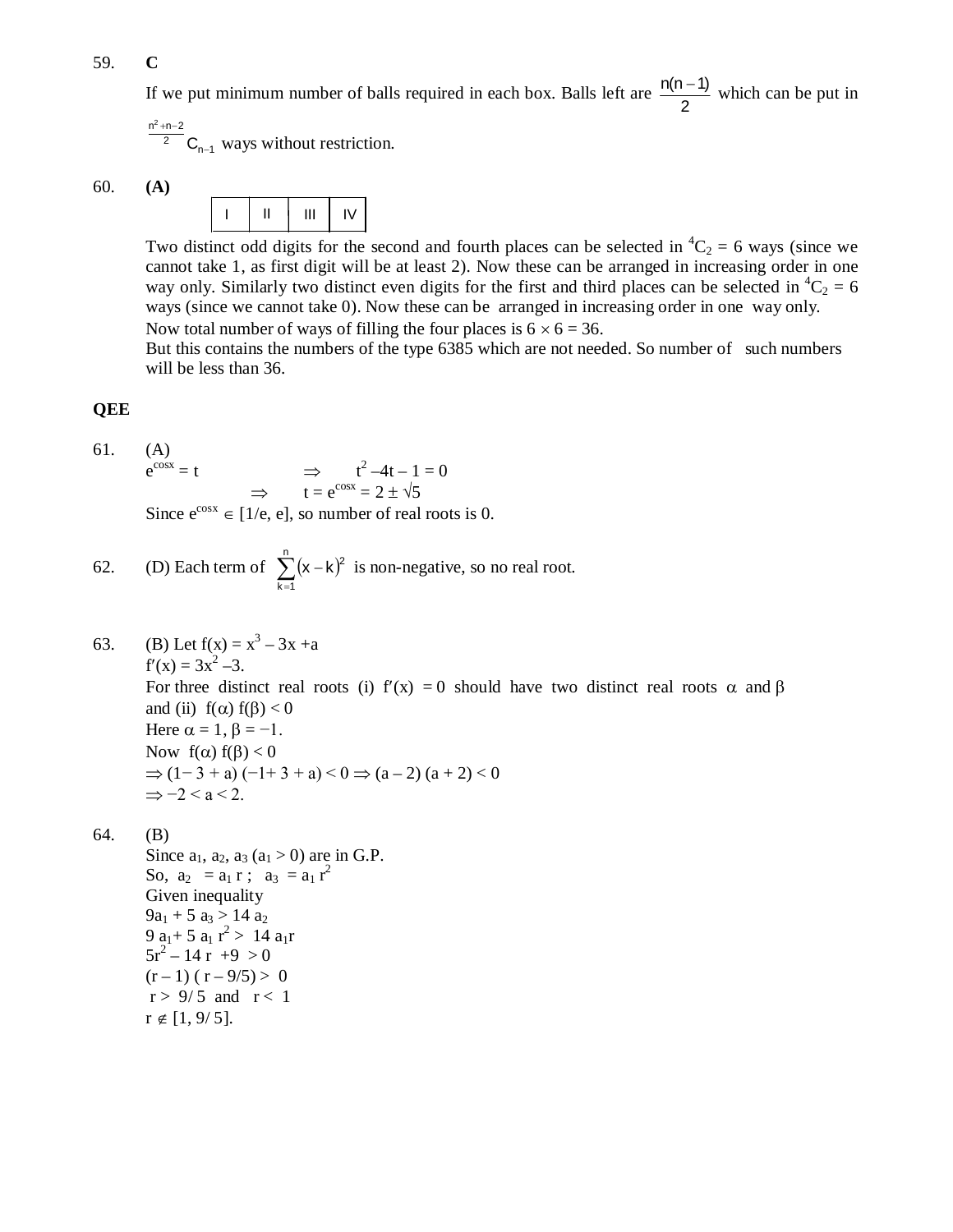59. **C**

If we put minimum number of balls required in each box. Balls left are $\frac{n(n-1)}{2}$ which can be put in $^{\frac{n^2+n-2}{2}}C_{n-1}$ ways without restriction.

60. **(A)**

| I | II | III | IV |
|---|---|---|---|

Two distinct odd digits for the second and fourth places can be selected in $^4C_2 = 6$ ways (since we cannot take 1, as first digit will be at least 2). Now these can be arranged in increasing order in one way only. Similarly two distinct even digits for the first and third places can be selected in $^4C_2 = 6$ ways (since we cannot take 0). Now these can be arranged in increasing order in one way only.

Now total number of ways of filling the four places is $6 \times 6 = 36$.

But this contains the numbers of the type 6385 which are not needed. So number of such numbers will be less than 36.

**QEE**

61. (A)

$e^{\cos x} = t \quad \Rightarrow \quad t^2 - 4t - 1 = 0$

$\Rightarrow \quad t = e^{\cos x} = 2 \pm \sqrt{5}$

Since $e^{\cos x} \in [1/e, e]$, so number of real roots is 0.

62. (D) Each term of $\sum_{k=1}^{n}(x-k)^2$ is non-negative, so no real root.

63. (B) Let $f(x) = x^3 - 3x + a$

$f'(x) = 3x^2 - 3$.

For three distinct real roots (i) $f'(x) = 0$ should have two distinct real roots $\alpha$ and $\beta$ and (ii) $f(\alpha) f(\beta) < 0$

Here $\alpha = 1, \beta = -1$.

Now $f(\alpha) f(\beta) < 0$

$\Rightarrow (1 - 3 + a)(-1 + 3 + a) < 0 \Rightarrow (a - 2)(a + 2) < 0$

$\Rightarrow -2 < a < 2$.

64. (B)

Since $a_1, a_2, a_3$ $(a_1 > 0)$ are in G.P.

So, $a_2 = a_1 r$ ; $a_3 = a_1 r^2$

Given inequality

$9a_1 + 5a_3 > 14a_2$

$9a_1 + 5a_1 r^2 > 14a_1 r$

$5r^2 - 14r + 9 > 0$

$(r - 1)(r - 9/5) > 0$

$r > 9/5$ and $r < 1$

$r \notin [1, 9/5]$.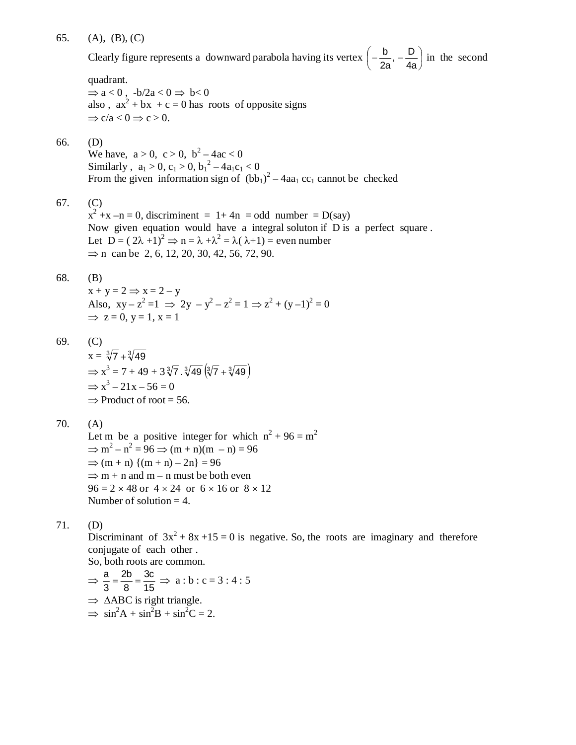65. (A), (B), (C)

Clearly figure represents a downward parabola having its vertex $\left(-\frac{b}{2a}, -\frac{D}{4a}\right)$ in the second quadrant.

$\Rightarrow a < 0$, $-b/2a < 0 \Rightarrow b < 0$

also, $ax^2 + bx + c = 0$ has roots of opposite signs

$\Rightarrow c/a < 0 \Rightarrow c > 0$.

66. (D)

We have, $a > 0$, $c > 0$, $b^2 - 4ac < 0$

Similarly, $a_1 > 0$, $c_1 > 0$, $b_1^2 - 4a_1c_1 < 0$

From the given information sign of $(bb_1)^2 - 4aa_1 cc_1$ cannot be checked

67. (C)

$x^2 + x - n = 0$, discriminent $= 1 + 4n$ = odd number = D(say)

Now given equation would have a integral soluton if D is a perfect square.

Let $D = (2\lambda + 1)^2 \Rightarrow n = \lambda + \lambda^2 = \lambda(\lambda + 1)$ = even number

$\Rightarrow$ n can be 2, 6, 12, 20, 30, 42, 56, 72, 90.

68. (B)

$x + y = 2 \Rightarrow x = 2 - y$

Also, $xy - z^2 = 1 \Rightarrow 2y - y^2 - z^2 = 1 \Rightarrow z^2 + (y - 1)^2 = 0$

$\Rightarrow z = 0, y = 1, x = 1$

69. (C)

$x = \sqrt[3]{7} + \sqrt[3]{49}$

$\Rightarrow x^3 = 7 + 49 + 3\sqrt[3]{7}.\sqrt[3]{49}\left(\sqrt[3]{7} + \sqrt[3]{49}\right)$

$\Rightarrow x^3 - 21x - 56 = 0$

$\Rightarrow$ Product of root = 56.

70. (A)

Let m be a positive integer for which $n^2 + 96 = m^2$

$\Rightarrow m^2 - n^2 = 96 \Rightarrow (m + n)(m - n) = 96$

$\Rightarrow (m + n)\{(m + n) - 2n\} = 96$

$\Rightarrow$ m + n and m – n must be both even

$96 = 2 \times 48$ or $4 \times 24$ or $6 \times 16$ or $8 \times 12$

Number of solution = 4.

71. (D)

Discriminant of $3x^2 + 8x + 15 = 0$ is negative. So, the roots are imaginary and therefore conjugate of each other.

So, both roots are common.

$\Rightarrow \frac{a}{3} = \frac{2b}{8} = \frac{3c}{15} \Rightarrow a : b : c = 3 : 4 : 5$

$\Rightarrow \Delta ABC$ is right triangle.

$\Rightarrow \sin^2 A + \sin^2 B + \sin^2 C = 2$.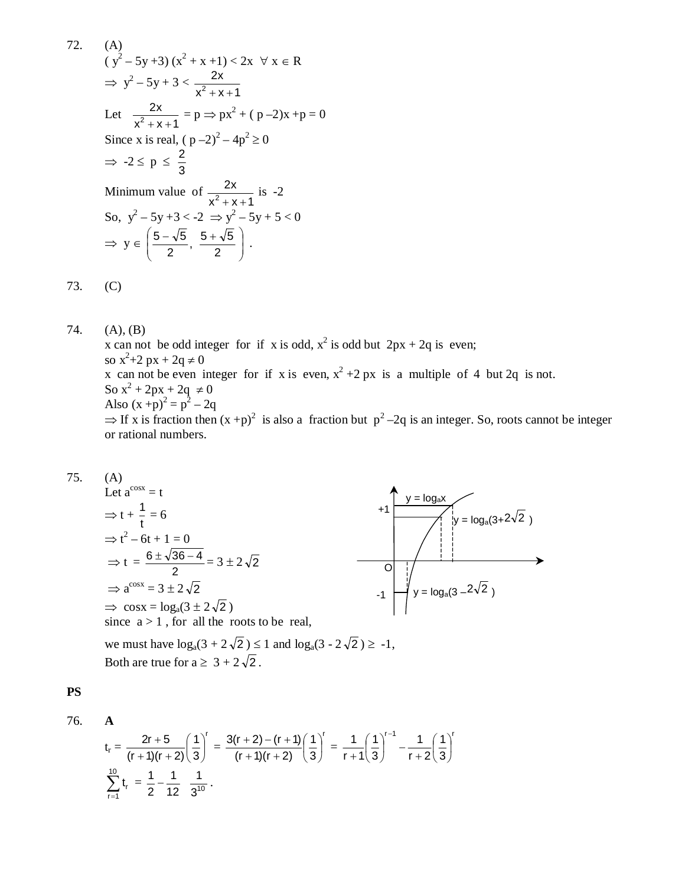72. (A)

$(y^2 - 5y + 3)(x^2 + x + 1) < 2x \ \ \forall \ x \in R$

$\Rightarrow \ y^2 - 5y + 3 < \dfrac{2x}{x^2 + x + 1}$

Let $\dfrac{2x}{x^2 + x + 1} = p \Rightarrow px^2 + (p - 2)x + p = 0$

Since x is real, $(p - 2)^2 - 4p^2 \geq 0$

$\Rightarrow \ -2 \leq p \leq \dfrac{2}{3}$

Minimum value of $\dfrac{2x}{x^2 + x + 1}$ is -2

So, $y^2 - 5y + 3 < -2 \Rightarrow y^2 - 5y + 5 < 0$

$\Rightarrow \ y \in \left(\dfrac{5 - \sqrt{5}}{2}, \ \dfrac{5 + \sqrt{5}}{2}\right)$.

73. (C)

74. (A), (B)

x can not be odd integer for if x is odd, $x^2$ is odd but $2px + 2q$ is even;

so $x^2 + 2px + 2q \neq 0$

x can not be even integer for if x is even, $x^2 + 2px$ is a multiple of 4 but 2q is not.

So $x^2 + 2px + 2q \neq 0$

Also $(x + p)^2 = p^2 - 2q$

$\Rightarrow$ If x is fraction then $(x + p)^2$ is also a fraction but $p^2 - 2q$ is an integer. So, roots cannot be integer or rational numbers.

75. (A)

Let $a^{\cos x} = t$

$\Rightarrow t + \dfrac{1}{t} = 6$

$\Rightarrow t^2 - 6t + 1 = 0$

$\Rightarrow t = \dfrac{6 \pm \sqrt{36 - 4}}{2} = 3 \pm 2\sqrt{2}$

$\Rightarrow a^{\cos x} = 3 \pm 2\sqrt{2}$

$\Rightarrow \ \cos x = \log_a(3 \pm 2\sqrt{2})$

since $a > 1$, for all the roots to be real,

y = $\log_a x$; +1; y = $\log_a(3+2\sqrt{2})$; O; -1; y = $\log_a(3-2\sqrt{2})$

we must have $\log_a(3 + 2\sqrt{2}) \leq 1$ and $\log_a(3 - 2\sqrt{2}) \geq -1$,

Both are true for $a \geq 3 + 2\sqrt{2}$.

**PS**

76. **A**

$t_r = \dfrac{2r + 5}{(r + 1)(r + 2)}\left(\dfrac{1}{3}\right)^r = \dfrac{3(r + 2) - (r + 1)}{(r + 1)(r + 2)}\left(\dfrac{1}{3}\right)^r = \dfrac{1}{r + 1}\left(\dfrac{1}{3}\right)^{r-1} - \dfrac{1}{r + 2}\left(\dfrac{1}{3}\right)^r$

$\sum_{r=1}^{10} t_r = \dfrac{1}{2} - \dfrac{1}{12} \ \dfrac{1}{3^{10}}$.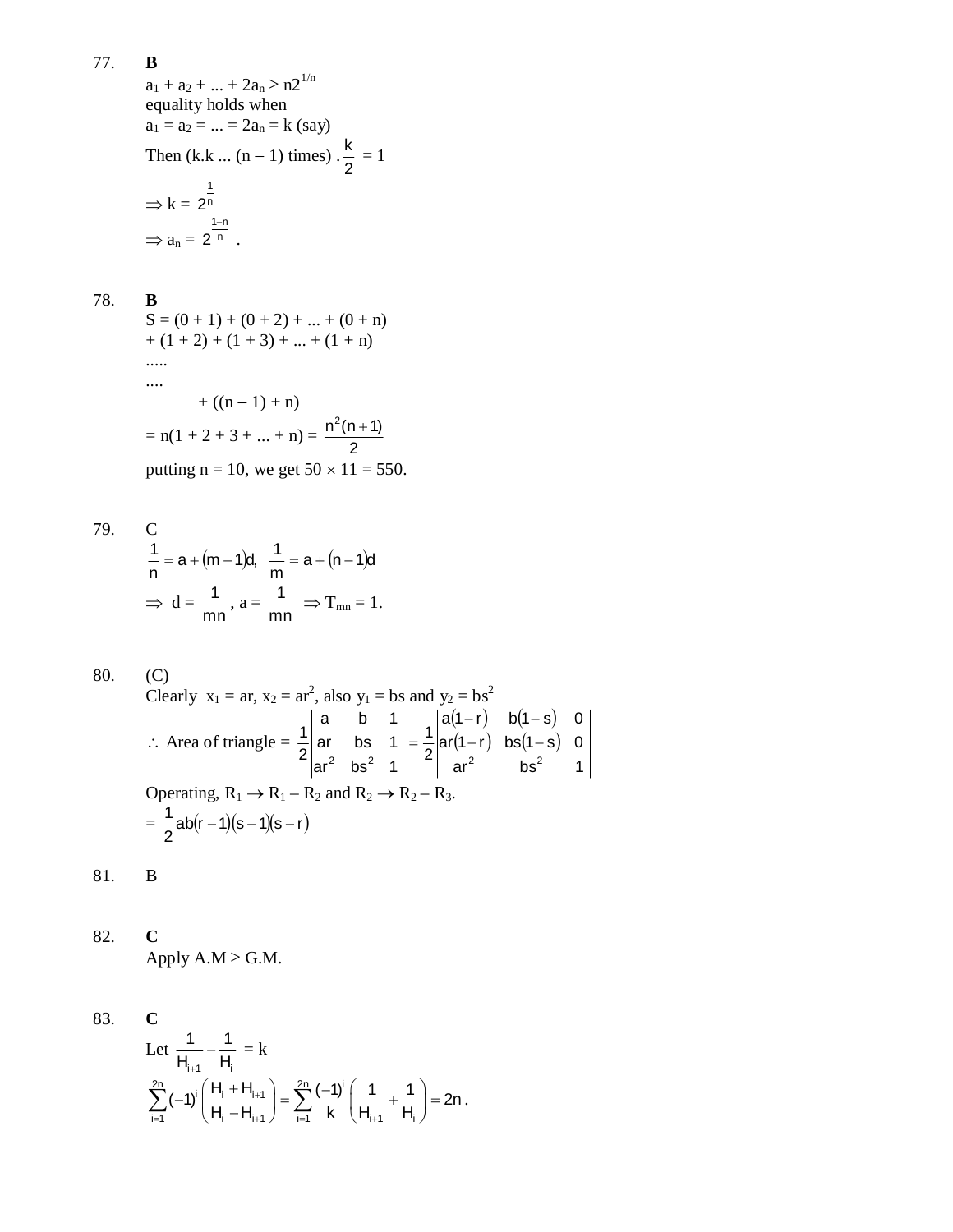77. **B**

$a_1 + a_2 + ... + 2a_n \geq n2^{1/n}$

equality holds when

$a_1 = a_2 = ... = 2a_n = k$ (say)

Then (k.k ... (n – 1) times) . $\frac{k}{2}$ = 1

$\Rightarrow k = 2^{\frac{1}{n}}$

$\Rightarrow a_n = 2^{\frac{1-n}{n}}$ .

78. **B**

S = (0 + 1) + (0 + 2) + ... + (0 + n)

+ (1 + 2) + (1 + 3) + ... + (1 + n)

.....

....

+ ((n – 1) + n)

= n(1 + 2 + 3 + ... + n) = $\frac{n^2(n+1)}{2}$

putting n = 10, we get $50 \times 11 = 550$.

79. C

$\frac{1}{n} = a + (m-1)d, \quad \frac{1}{m} = a + (n-1)d$

$\Rightarrow d = \frac{1}{mn}$, $a = \frac{1}{mn}$ $\Rightarrow T_{mn} = 1$.

80. (C)

Clearly $x_1 = ar$, $x_2 = ar^2$, also $y_1 = bs$ and $y_2 = bs^2$

$\therefore$ Area of triangle = $\frac{1}{2}\begin{vmatrix} a & b & 1 \\ ar & bs & 1 \\ ar^2 & bs^2 & 1 \end{vmatrix} = \frac{1}{2}\begin{vmatrix} a(1-r) & b(1-s) & 0 \\ ar(1-r) & bs(1-s) & 0 \\ ar^2 & bs^2 & 1 \end{vmatrix}$

Operating, $R_1 \to R_1 - R_2$ and $R_2 \to R_2 - R_3$.

$= \frac{1}{2}ab(r-1)(s-1)(s-r)$

81. B

82. **C**

Apply A.M $\geq$ G.M.

83. **C**

Let $\frac{1}{H_{i+1}} - \frac{1}{H_i}$ = k

$$\sum_{i=1}^{2n} (-1)^i \left(\frac{H_i + H_{i+1}}{H_i - H_{i+1}}\right) = \sum_{i=1}^{2n} \frac{(-1)^i}{k}\left(\frac{1}{H_{i+1}} + \frac{1}{H_i}\right) = 2n.$$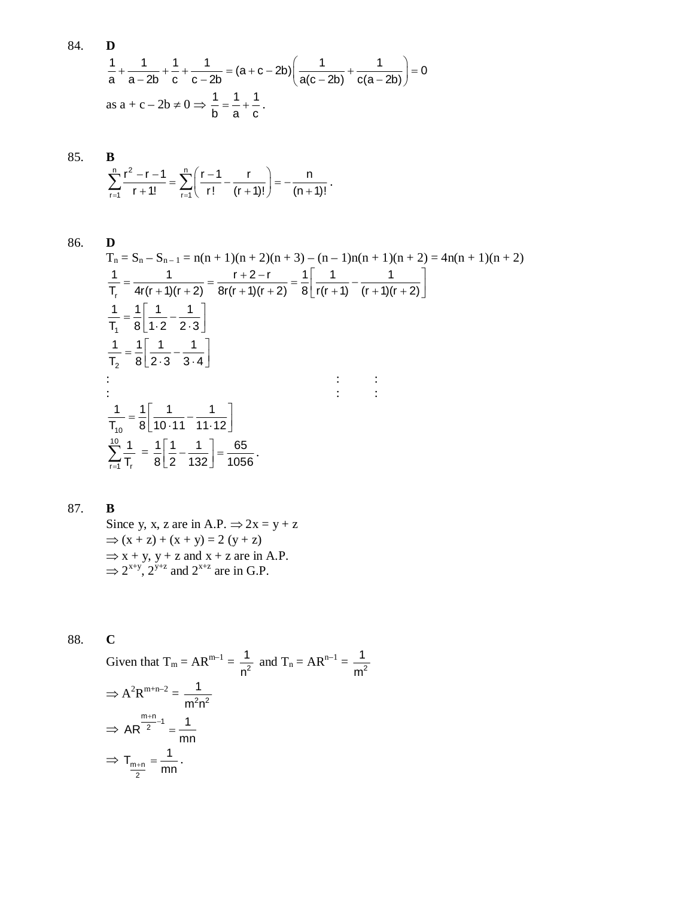84. **D**

$$\frac{1}{a}+\frac{1}{a-2b}+\frac{1}{c}+\frac{1}{c-2b}=(a+c-2b)\left(\frac{1}{a(c-2b)}+\frac{1}{c(a-2b)}\right)=0$$

as $a + c - 2b \neq 0 \Rightarrow \frac{1}{b}=\frac{1}{a}+\frac{1}{c}$.

85. **B**

$$\sum_{r=1}^{n}\frac{r^2-r-1}{r+1!}=\sum_{r=1}^{n}\left(\frac{r-1}{r!}-\frac{r}{(r+1)!}\right)=-\frac{n}{(n+1)!}.$$

86. **D**

$T_n = S_n - S_{n-1} = n(n+1)(n+2)(n+3) - (n-1)n(n+1)(n+2) = 4n(n+1)(n+2)$

$$\frac{1}{T_r}=\frac{1}{4r(r+1)(r+2)}=\frac{r+2-r}{8r(r+1)(r+2)}=\frac{1}{8}\left[\frac{1}{r(r+1)}-\frac{1}{(r+1)(r+2)}\right]$$

$$\frac{1}{T_1}=\frac{1}{8}\left[\frac{1}{1\cdot2}-\frac{1}{2\cdot3}\right]$$

$$\frac{1}{T_2}=\frac{1}{8}\left[\frac{1}{2\cdot3}-\frac{1}{3\cdot4}\right]$$

: : :

: : :

$$\frac{1}{T_{10}}=\frac{1}{8}\left[\frac{1}{10\cdot11}-\frac{1}{11\cdot12}\right]$$

$$\sum_{r=1}^{10}\frac{1}{T_r}=\frac{1}{8}\left[\frac{1}{2}-\frac{1}{132}\right]=\frac{65}{1056}.$$

87. **B**

Since y, x, z are in A.P. $\Rightarrow 2x = y + z$

$\Rightarrow (x + z) + (x + y) = 2(y + z)$

$\Rightarrow x + y,\ y + z$ and $x + z$ are in A.P.

$\Rightarrow 2^{x+y},\ 2^{y+z}$ and $2^{x+z}$ are in G.P.

88. **C**

Given that $T_m = AR^{m-1} = \frac{1}{n^2}$ and $T_n = AR^{n-1} = \frac{1}{m^2}$

$\Rightarrow A^2R^{m+n-2} = \frac{1}{m^2n^2}$

$\Rightarrow AR^{\frac{m+n}{2}-1} = \frac{1}{mn}$

$\Rightarrow T_{\frac{m+n}{2}} = \frac{1}{mn}$.